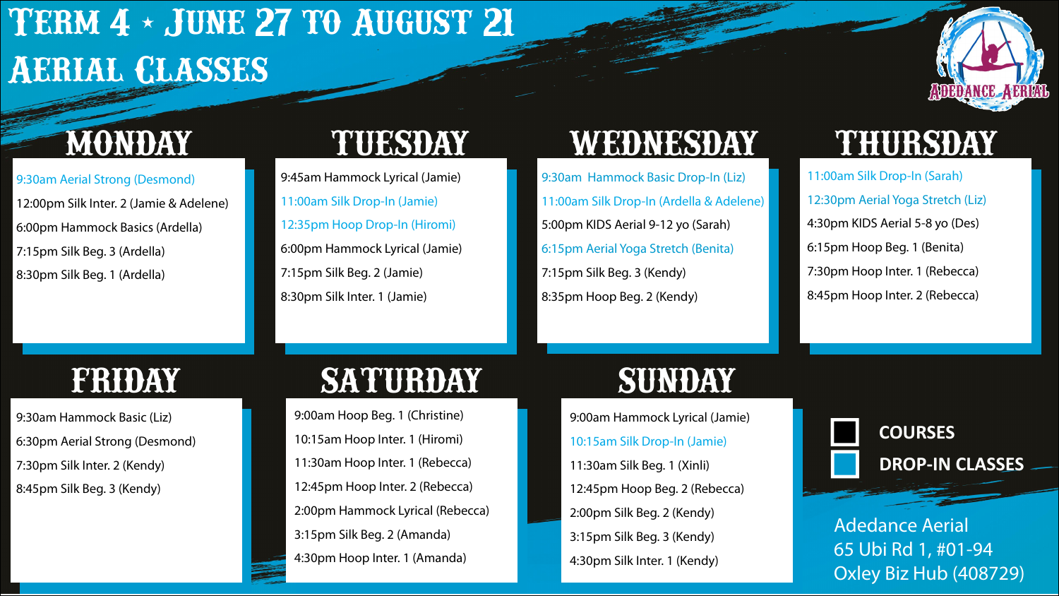# Term 4 • June 27 to August 21

# Aerial Classes

Adedance Aerial

## Monday

- 9:30am Aerial Strong (Desmond)
- 12:00pm Silk Inter. 2 (Jamie & Adelene)
- 6:00pm Hammock Basics (Ardella)
- 7:15pm Silk Beg. 3 (Ardella)
- 8:30pm Silk Beg. 1 (Ardella)

## Tuesday

- 9:45am Hammock Lyrical (Jamie)
- 11:00am Silk Drop-In (Jamie)
- 12:35pm Hoop Drop-In (Hiromi)
- 6:00pm Hammock Lyrical (Jamie)
- 7:15pm Silk Beg. 2 (Jamie)
- 8:30pm Silk Inter. 1 (Jamie)

## Wednesday

- 9:30am Hammock Basic Drop-In (Liz)
- 11:00am Silk Drop-In (Ardella & Adelene)
- 5:00pm KIDS Aerial 9-12 yo (Sarah)
- 6:15pm Aerial Yoga Stretch (Benita)
- 7:15pm Silk Beg. 3 (Kendy)
- 8:35pm Hoop Beg. 2 (Kendy)

## Thursday

- 11:00am Silk Drop-In (Sarah)
- 12:30pm Aerial Yoga Stretch (Liz)
- 4:30pm KIDS Aerial 5-8 yo (Des)
- 6:15pm Hoop Beg. 1 (Benita)
- 7:30pm Hoop Inter. 1 (Rebecca)
- 8:45pm Hoop Inter. 2 (Rebecca)

## Friday

- 9:30am Hammock Basic (Liz)
- 6:30pm Aerial Strong (Desmond)
- 7:30pm Silk Inter. 2 (Kendy)
- 8:45pm Silk Beg. 3 (Kendy)

## Saturday

- 9:00am Hoop Beg. 1 (Christine)
- 10:15am Hoop Inter. 1 (Hiromi)
- 11:30am Hoop Inter. 1 (Rebecca)
- 12:45pm Hoop Inter. 2 (Rebecca)
- 2:00pm Hammock Lyrical (Rebecca)
- 3:15pm Silk Beg. 2 (Amanda)
- 4:30pm Hoop Inter. 1 (Amanda)

## Sunday

- 9:00am Hammock Lyrical (Jamie)
- 10:15am Silk Drop-In (Jamie)
- 11:30am Silk Beg. 1 (Xinli)
- 12:45pm Hoop Beg. 2 (Rebecca)
- 2:00pm Silk Beg. 2 (Kendy)
- 3:15pm Silk Beg. 3 (Kendy)
- 4:30pm Silk Inter. 1 (Kendy)

**COURSES**

**DROP-IN CLASSES**

Adedance Aerial
65 Ubi Rd 1, #01-94
Oxley Biz Hub (408729)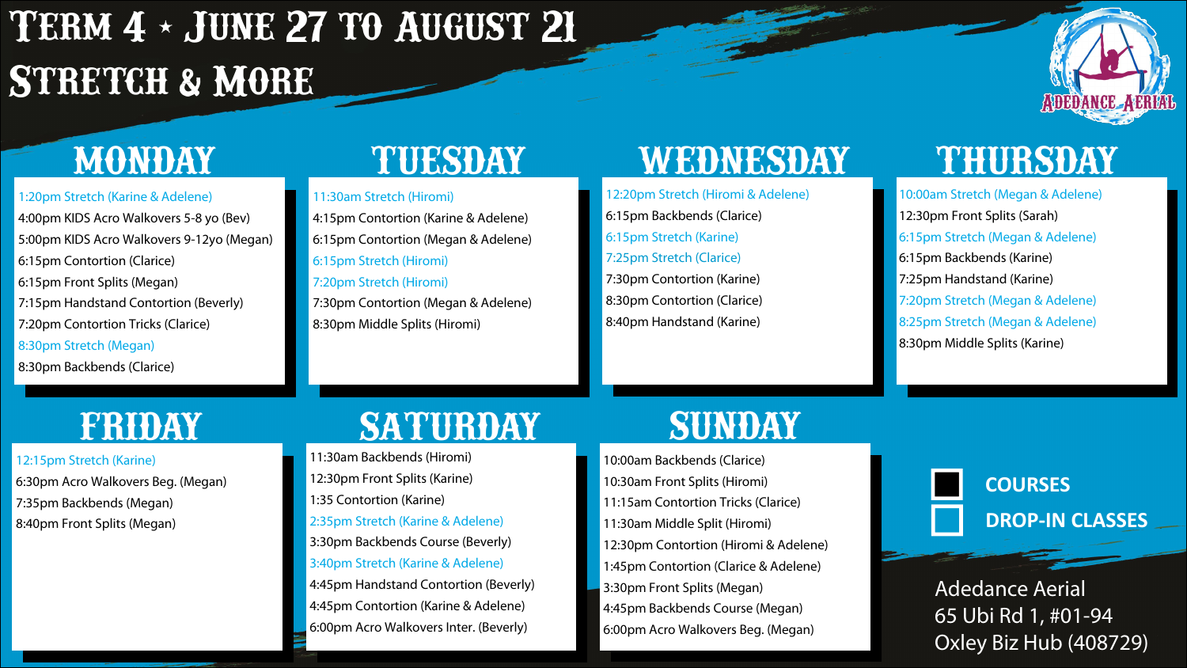# Term 4 ⋆ June 27 to August 21
# Stretch & More

Adedance Aerial

## Monday

- 1:20pm Stretch (Karine & Adelene)
- 4:00pm KIDS Acro Walkovers 5-8 yo (Bev)
- 5:00pm KIDS Acro Walkovers 9-12yo (Megan)
- 6:15pm Contortion (Clarice)
- 6:15pm Front Splits (Megan)
- 7:15pm Handstand Contortion (Beverly)
- 7:20pm Contortion Tricks (Clarice)
- 8:30pm Stretch (Megan)
- 8:30pm Backbends (Clarice)

## Tuesday

- 11:30am Stretch (Hiromi)
- 4:15pm Contortion (Karine & Adelene)
- 6:15pm Contortion (Megan & Adelene)
- 6:15pm Stretch (Hiromi)
- 7:20pm Stretch (Hiromi)
- 7:30pm Contortion (Megan & Adelene)
- 8:30pm Middle Splits (Hiromi)

## Wednesday

- 12:20pm Stretch (Hiromi & Adelene)
- 6:15pm Backbends (Clarice)
- 6:15pm Stretch (Karine)
- 7:25pm Stretch (Clarice)
- 7:30pm Contortion (Karine)
- 8:30pm Contortion (Clarice)
- 8:40pm Handstand (Karine)

## Thursday

- 10:00am Stretch (Megan & Adelene)
- 12:30pm Front Splits (Sarah)
- 6:15pm Stretch (Megan & Adelene)
- 6:15pm Backbends (Karine)
- 7:25pm Handstand (Karine)
- 7:20pm Stretch (Megan & Adelene)
- 8:25pm Stretch (Megan & Adelene)
- 8:30pm Middle Splits (Karine)

## Friday

- 12:15pm Stretch (Karine)
- 6:30pm Acro Walkovers Beg. (Megan)
- 7:35pm Backbends (Megan)
- 8:40pm Front Splits (Megan)

## Saturday

- 11:30am Backbends (Hiromi)
- 12:30pm Front Splits (Karine)
- 1:35 Contortion (Karine)
- 2:35pm Stretch (Karine & Adelene)
- 3:30pm Backbends Course (Beverly)
- 3:40pm Stretch (Karine & Adelene)
- 4:45pm Handstand Contortion (Beverly)
- 4:45pm Contortion (Karine & Adelene)
- 6:00pm Acro Walkovers Inter. (Beverly)

## Sunday

- 10:00am Backbends (Clarice)
- 10:30am Front Splits (Hiromi)
- 11:15am Contortion Tricks (Clarice)
- 11:30am Middle Split (Hiromi)
- 12:30pm Contortion (Hiromi & Adelene)
- 1:45pm Contortion (Clarice & Adelene)
- 3:30pm Front Splits (Megan)
- 4:45pm Backbends Course (Megan)
- 6:00pm Acro Walkovers Beg. (Megan)

■ COURSES

□ DROP-IN CLASSES

Adedance Aerial
65 Ubi Rd 1, #01-94
Oxley Biz Hub (408729)